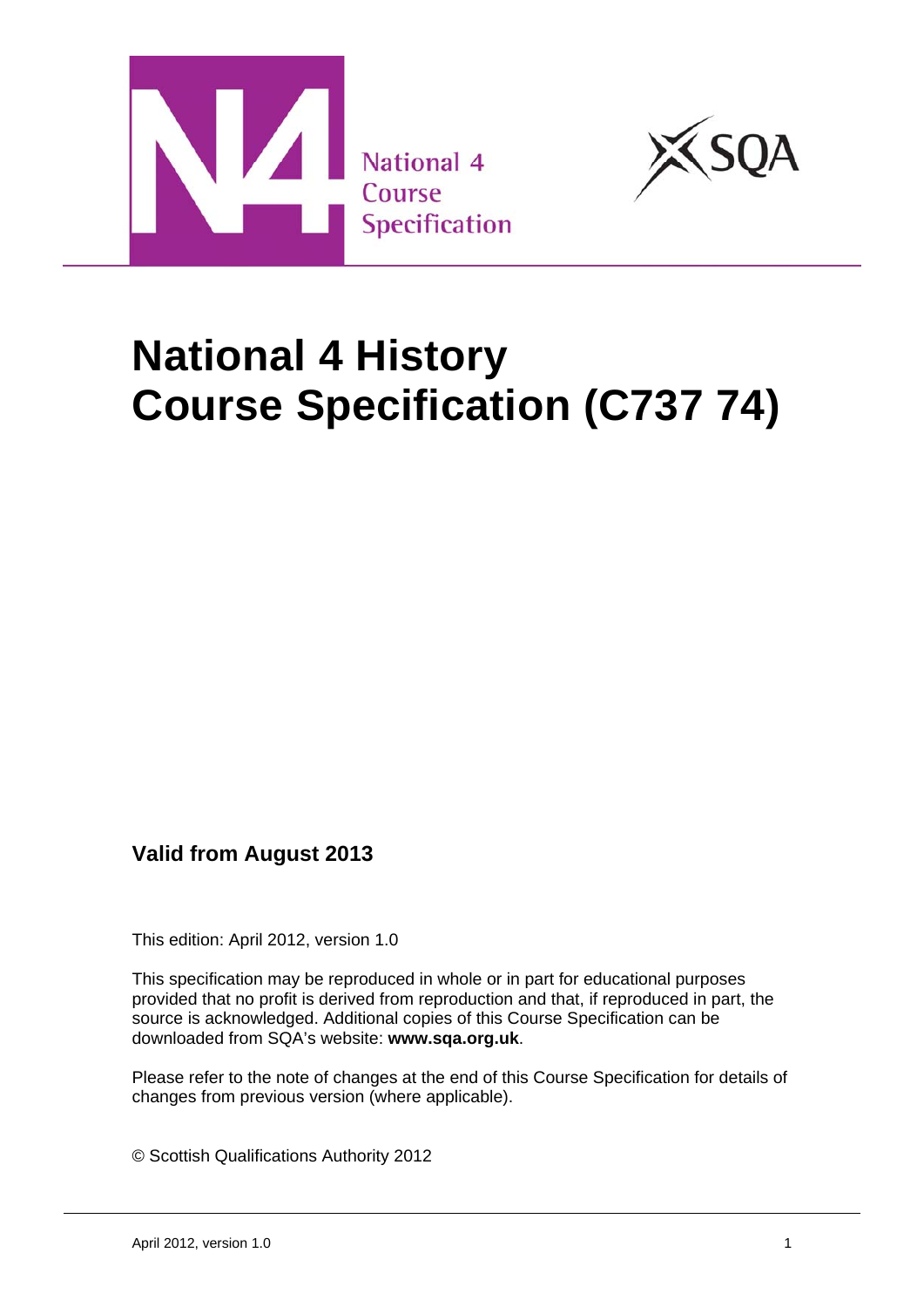National 4 Course Specification

# National 4 History Course Specification (C737 74)

**Valid from August 2013**

This edition: April 2012, version 1.0

This specification may be reproduced in whole or in part for educational purposes provided that no profit is derived from reproduction and that, if reproduced in part, the source is acknowledged. Additional copies of this Course Specification can be downloaded from SQA's website: **www.sqa.org.uk**.

Please refer to the note of changes at the end of this Course Specification for details of changes from previous version (where applicable).

© Scottish Qualifications Authority 2012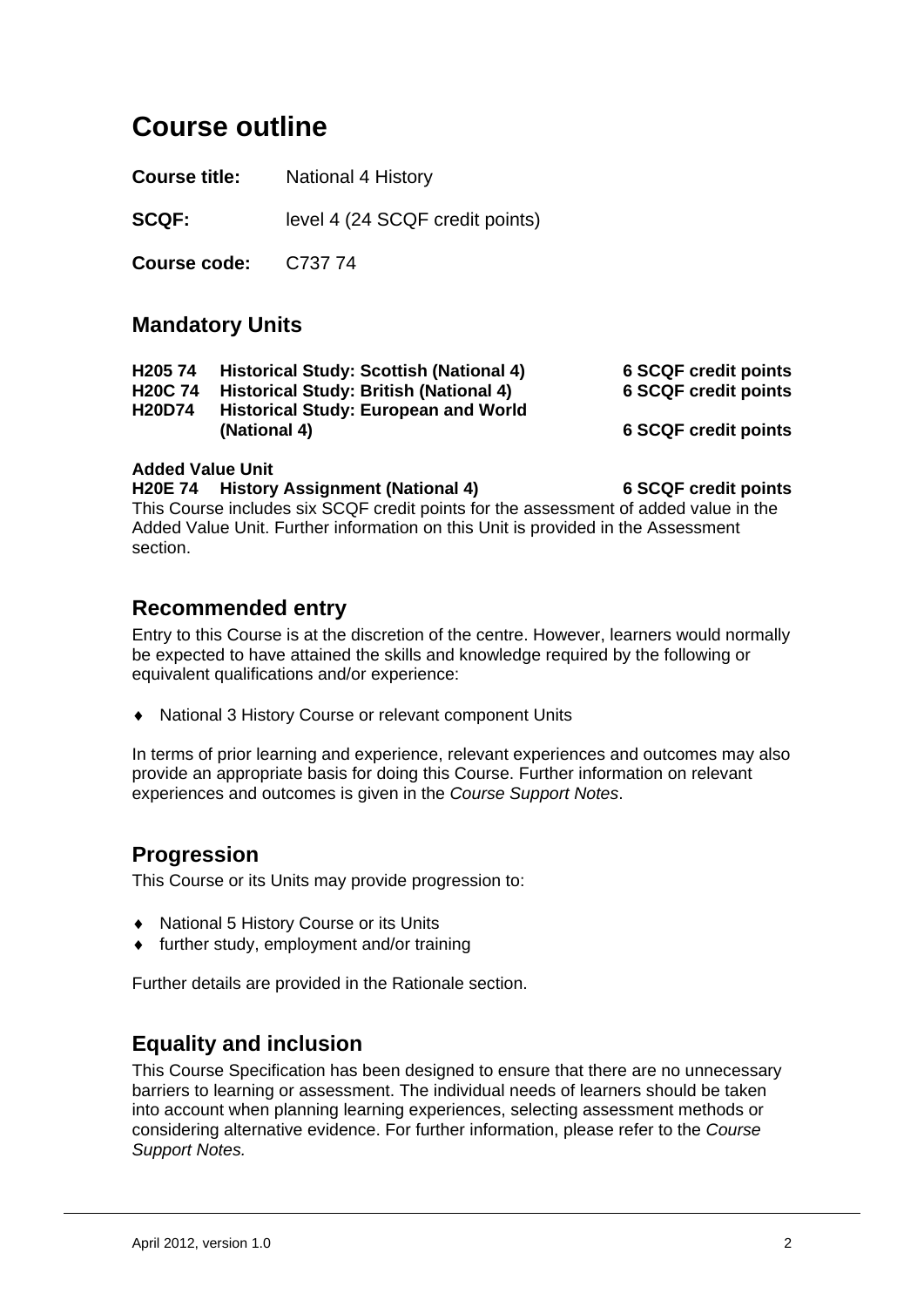# Course outline

**Course title:** National 4 History

**SCQF:** level 4 (24 SCQF credit points)

**Course code:** C737 74

## Mandatory Units

| | | |
|---|---|---|
| **H205 74** | **Historical Study: Scottish (National 4)** | **6 SCQF credit points** |
| **H20C 74** | **Historical Study: British (National 4)** | **6 SCQF credit points** |
| **H20D74** | **Historical Study: European and World (National 4)** | **6 SCQF credit points** |

**Added Value Unit**

| | | |
|---|---|---|
| **H20E 74** | **History Assignment (National 4)** | **6 SCQF credit points** |

This Course includes six SCQF credit points for the assessment of added value in the Added Value Unit. Further information on this Unit is provided in the Assessment section.

## Recommended entry

Entry to this Course is at the discretion of the centre. However, learners would normally be expected to have attained the skills and knowledge required by the following or equivalent qualifications and/or experience:

- National 3 History Course or relevant component Units

In terms of prior learning and experience, relevant experiences and outcomes may also provide an appropriate basis for doing this Course. Further information on relevant experiences and outcomes is given in the *Course Support Notes*.

## Progression

This Course or its Units may provide progression to:

- National 5 History Course or its Units
- further study, employment and/or training

Further details are provided in the Rationale section.

## Equality and inclusion

This Course Specification has been designed to ensure that there are no unnecessary barriers to learning or assessment. The individual needs of learners should be taken into account when planning learning experiences, selecting assessment methods or considering alternative evidence. For further information, please refer to the *Course Support Notes.*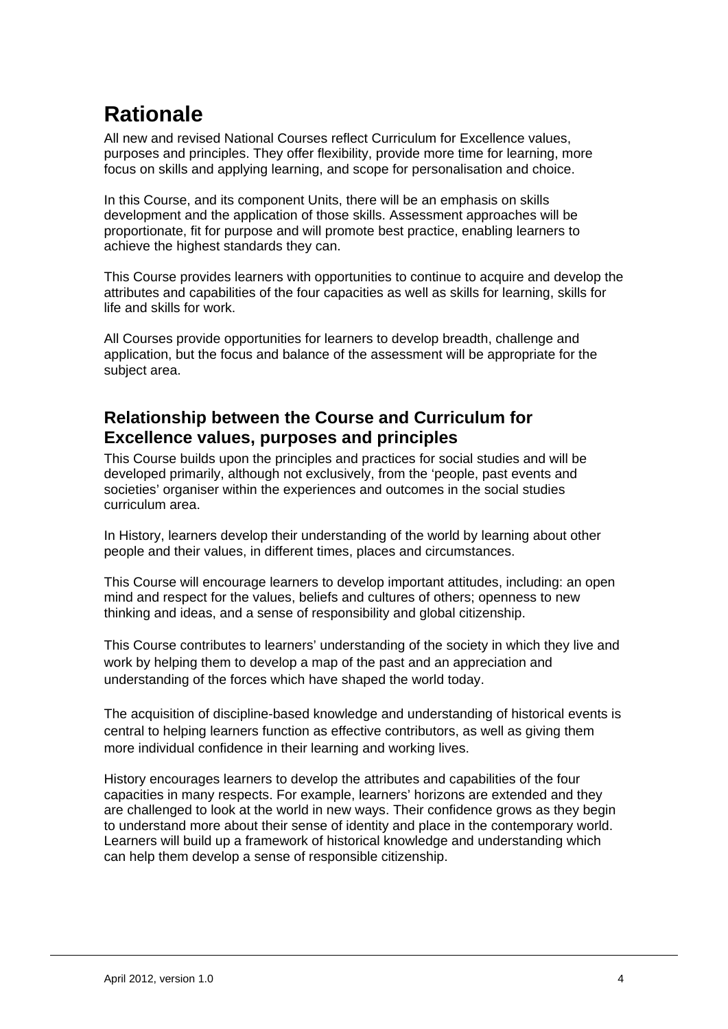# Rationale

All new and revised National Courses reflect Curriculum for Excellence values, purposes and principles. They offer flexibility, provide more time for learning, more focus on skills and applying learning, and scope for personalisation and choice.

In this Course, and its component Units, there will be an emphasis on skills development and the application of those skills. Assessment approaches will be proportionate, fit for purpose and will promote best practice, enabling learners to achieve the highest standards they can.

This Course provides learners with opportunities to continue to acquire and develop the attributes and capabilities of the four capacities as well as skills for learning, skills for life and skills for work.

All Courses provide opportunities for learners to develop breadth, challenge and application, but the focus and balance of the assessment will be appropriate for the subject area.

## Relationship between the Course and Curriculum for Excellence values, purposes and principles

This Course builds upon the principles and practices for social studies and will be developed primarily, although not exclusively, from the 'people, past events and societies' organiser within the experiences and outcomes in the social studies curriculum area.

In History, learners develop their understanding of the world by learning about other people and their values, in different times, places and circumstances.

This Course will encourage learners to develop important attitudes, including: an open mind and respect for the values, beliefs and cultures of others; openness to new thinking and ideas, and a sense of responsibility and global citizenship.

This Course contributes to learners' understanding of the society in which they live and work by helping them to develop a map of the past and an appreciation and understanding of the forces which have shaped the world today.

The acquisition of discipline-based knowledge and understanding of historical events is central to helping learners function as effective contributors, as well as giving them more individual confidence in their learning and working lives.

History encourages learners to develop the attributes and capabilities of the four capacities in many respects. For example, learners' horizons are extended and they are challenged to look at the world in new ways. Their confidence grows as they begin to understand more about their sense of identity and place in the contemporary world. Learners will build up a framework of historical knowledge and understanding which can help them develop a sense of responsible citizenship.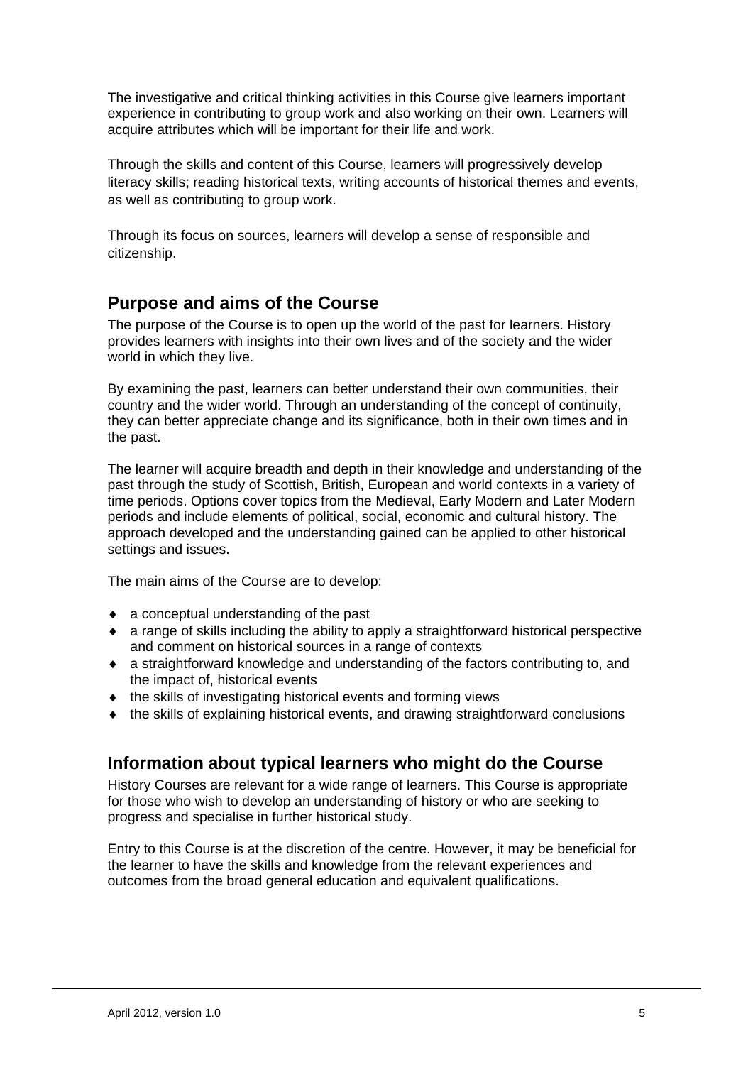The investigative and critical thinking activities in this Course give learners important experience in contributing to group work and also working on their own. Learners will acquire attributes which will be important for their life and work.

Through the skills and content of this Course, learners will progressively develop literacy skills; reading historical texts, writing accounts of historical themes and events, as well as contributing to group work.

Through its focus on sources, learners will develop a sense of responsible and citizenship.

## Purpose and aims of the Course

The purpose of the Course is to open up the world of the past for learners. History provides learners with insights into their own lives and of the society and the wider world in which they live.

By examining the past, learners can better understand their own communities, their country and the wider world. Through an understanding of the concept of continuity, they can better appreciate change and its significance, both in their own times and in the past.

The learner will acquire breadth and depth in their knowledge and understanding of the past through the study of Scottish, British, European and world contexts in a variety of time periods. Options cover topics from the Medieval, Early Modern and Later Modern periods and include elements of political, social, economic and cultural history. The approach developed and the understanding gained can be applied to other historical settings and issues.

The main aims of the Course are to develop:

- a conceptual understanding of the past
- a range of skills including the ability to apply a straightforward historical perspective and comment on historical sources in a range of contexts
- a straightforward knowledge and understanding of the factors contributing to, and the impact of, historical events
- the skills of investigating historical events and forming views
- the skills of explaining historical events, and drawing straightforward conclusions

## Information about typical learners who might do the Course

History Courses are relevant for a wide range of learners. This Course is appropriate for those who wish to develop an understanding of history or who are seeking to progress and specialise in further historical study.

Entry to this Course is at the discretion of the centre. However, it may be beneficial for the learner to have the skills and knowledge from the relevant experiences and outcomes from the broad general education and equivalent qualifications.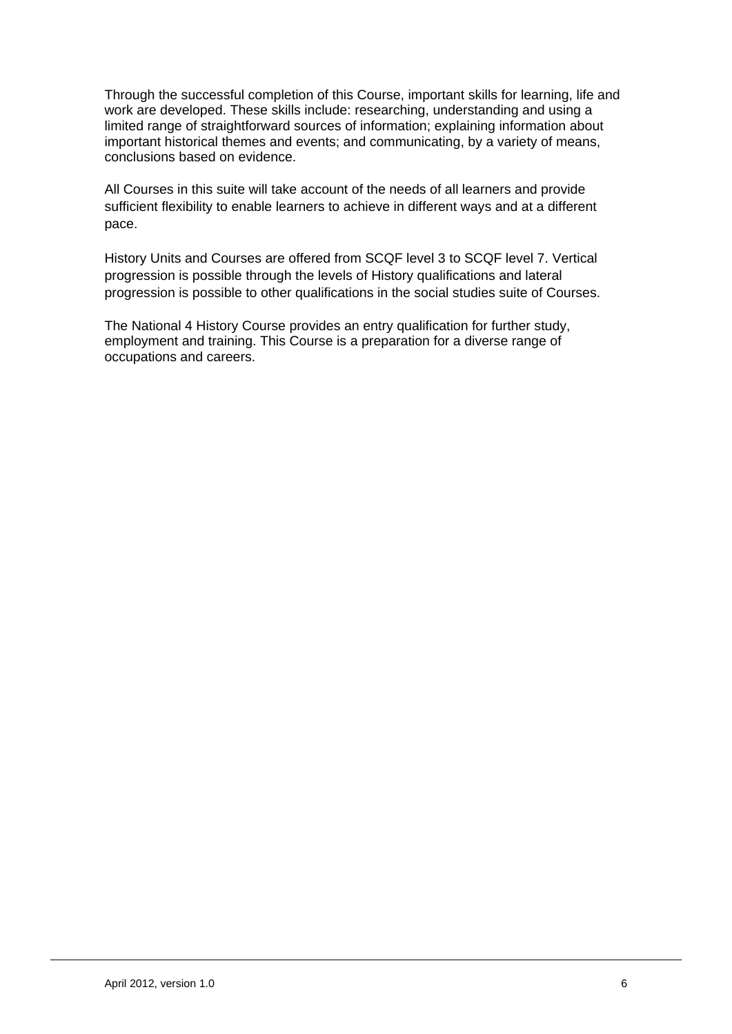Through the successful completion of this Course, important skills for learning, life and work are developed. These skills include: researching, understanding and using a limited range of straightforward sources of information; explaining information about important historical themes and events; and communicating, by a variety of means, conclusions based on evidence.

All Courses in this suite will take account of the needs of all learners and provide sufficient flexibility to enable learners to achieve in different ways and at a different pace.

History Units and Courses are offered from SCQF level 3 to SCQF level 7. Vertical progression is possible through the levels of History qualifications and lateral progression is possible to other qualifications in the social studies suite of Courses.

The National 4 History Course provides an entry qualification for further study, employment and training. This Course is a preparation for a diverse range of occupations and careers.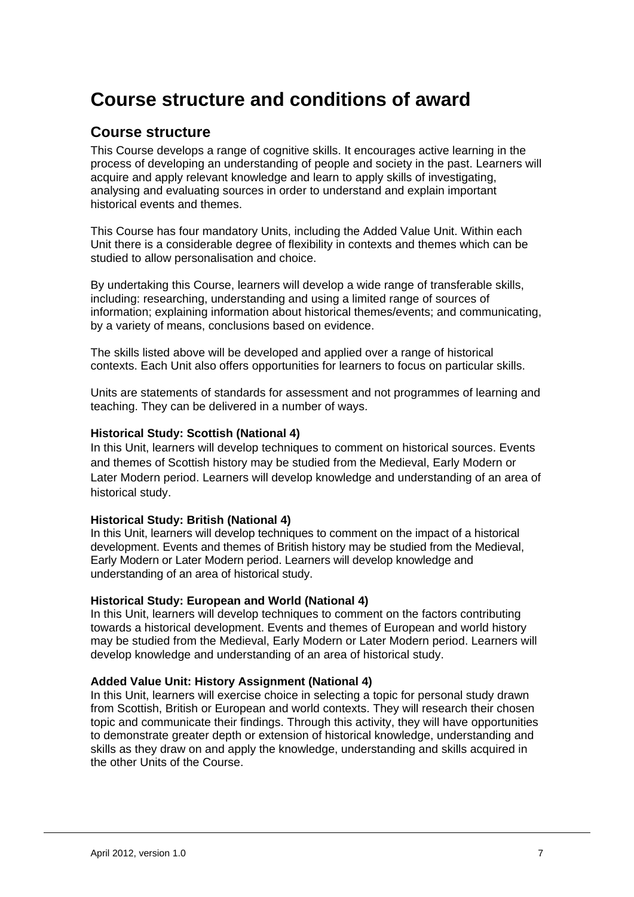# Course structure and conditions of award

## Course structure

This Course develops a range of cognitive skills. It encourages active learning in the process of developing an understanding of people and society in the past. Learners will acquire and apply relevant knowledge and learn to apply skills of investigating, analysing and evaluating sources in order to understand and explain important historical events and themes.

This Course has four mandatory Units, including the Added Value Unit. Within each Unit there is a considerable degree of flexibility in contexts and themes which can be studied to allow personalisation and choice.

By undertaking this Course, learners will develop a wide range of transferable skills, including: researching, understanding and using a limited range of sources of information; explaining information about historical themes/events; and communicating, by a variety of means, conclusions based on evidence.

The skills listed above will be developed and applied over a range of historical contexts. Each Unit also offers opportunities for learners to focus on particular skills.

Units are statements of standards for assessment and not programmes of learning and teaching. They can be delivered in a number of ways.

**Historical Study: Scottish (National 4)**
In this Unit, learners will develop techniques to comment on historical sources. Events and themes of Scottish history may be studied from the Medieval, Early Modern or Later Modern period. Learners will develop knowledge and understanding of an area of historical study.

**Historical Study: British (National 4)**
In this Unit, learners will develop techniques to comment on the impact of a historical development. Events and themes of British history may be studied from the Medieval, Early Modern or Later Modern period. Learners will develop knowledge and understanding of an area of historical study.

**Historical Study: European and World (National 4)**
In this Unit, learners will develop techniques to comment on the factors contributing towards a historical development. Events and themes of European and world history may be studied from the Medieval, Early Modern or Later Modern period. Learners will develop knowledge and understanding of an area of historical study.

**Added Value Unit: History Assignment (National 4)**
In this Unit, learners will exercise choice in selecting a topic for personal study drawn from Scottish, British or European and world contexts. They will research their chosen topic and communicate their findings. Through this activity, they will have opportunities to demonstrate greater depth or extension of historical knowledge, understanding and skills as they draw on and apply the knowledge, understanding and skills acquired in the other Units of the Course.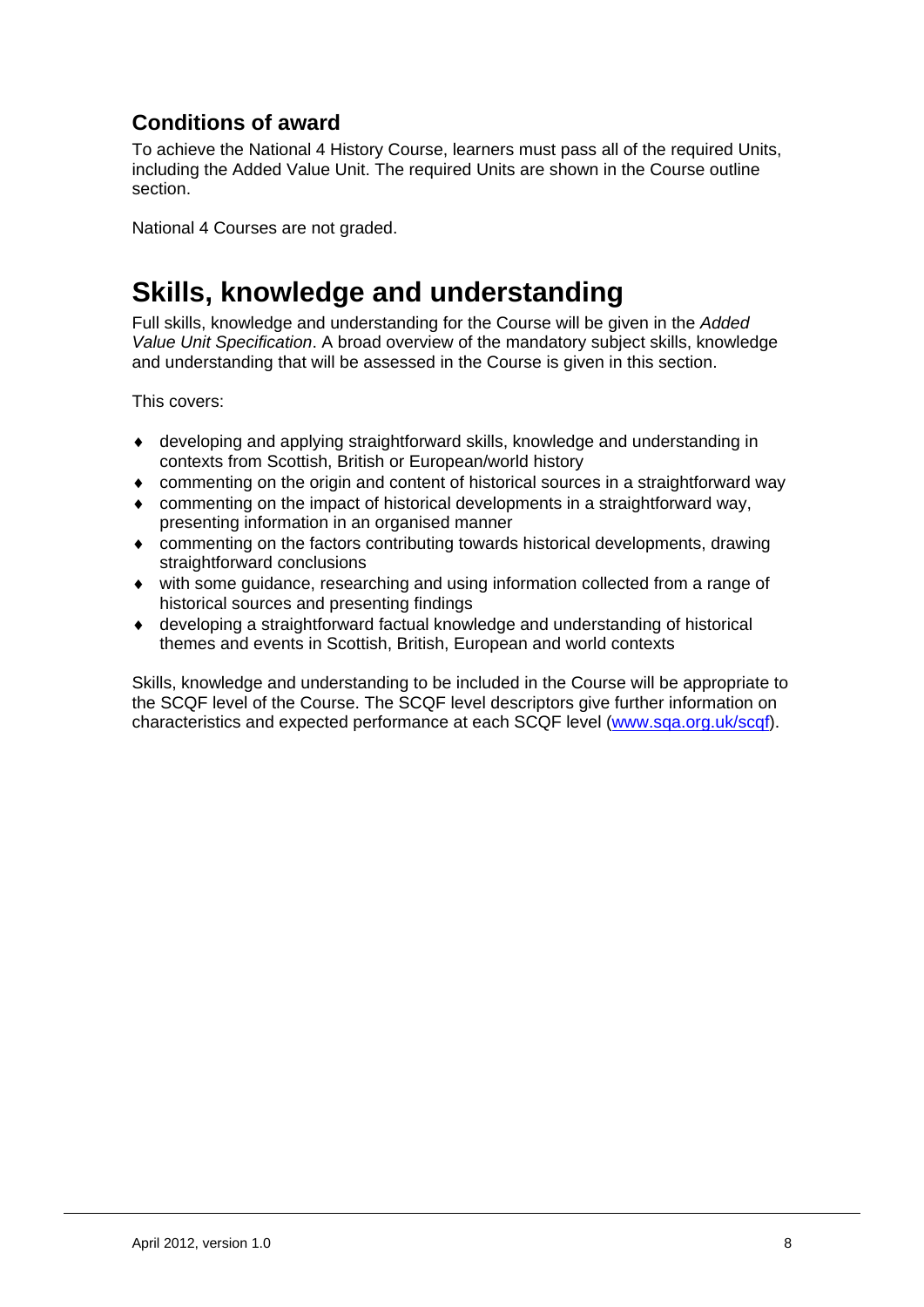## Conditions of award

To achieve the National 4 History Course, learners must pass all of the required Units, including the Added Value Unit. The required Units are shown in the Course outline section.

National 4 Courses are not graded.

# Skills, knowledge and understanding

Full skills, knowledge and understanding for the Course will be given in the *Added Value Unit Specification*. A broad overview of the mandatory subject skills, knowledge and understanding that will be assessed in the Course is given in this section.

This covers:

- developing and applying straightforward skills, knowledge and understanding in contexts from Scottish, British or European/world history
- commenting on the origin and content of historical sources in a straightforward way
- commenting on the impact of historical developments in a straightforward way, presenting information in an organised manner
- commenting on the factors contributing towards historical developments, drawing straightforward conclusions
- with some guidance, researching and using information collected from a range of historical sources and presenting findings
- developing a straightforward factual knowledge and understanding of historical themes and events in Scottish, British, European and world contexts

Skills, knowledge and understanding to be included in the Course will be appropriate to the SCQF level of the Course. The SCQF level descriptors give further information on characteristics and expected performance at each SCQF level (www.sqa.org.uk/scqf).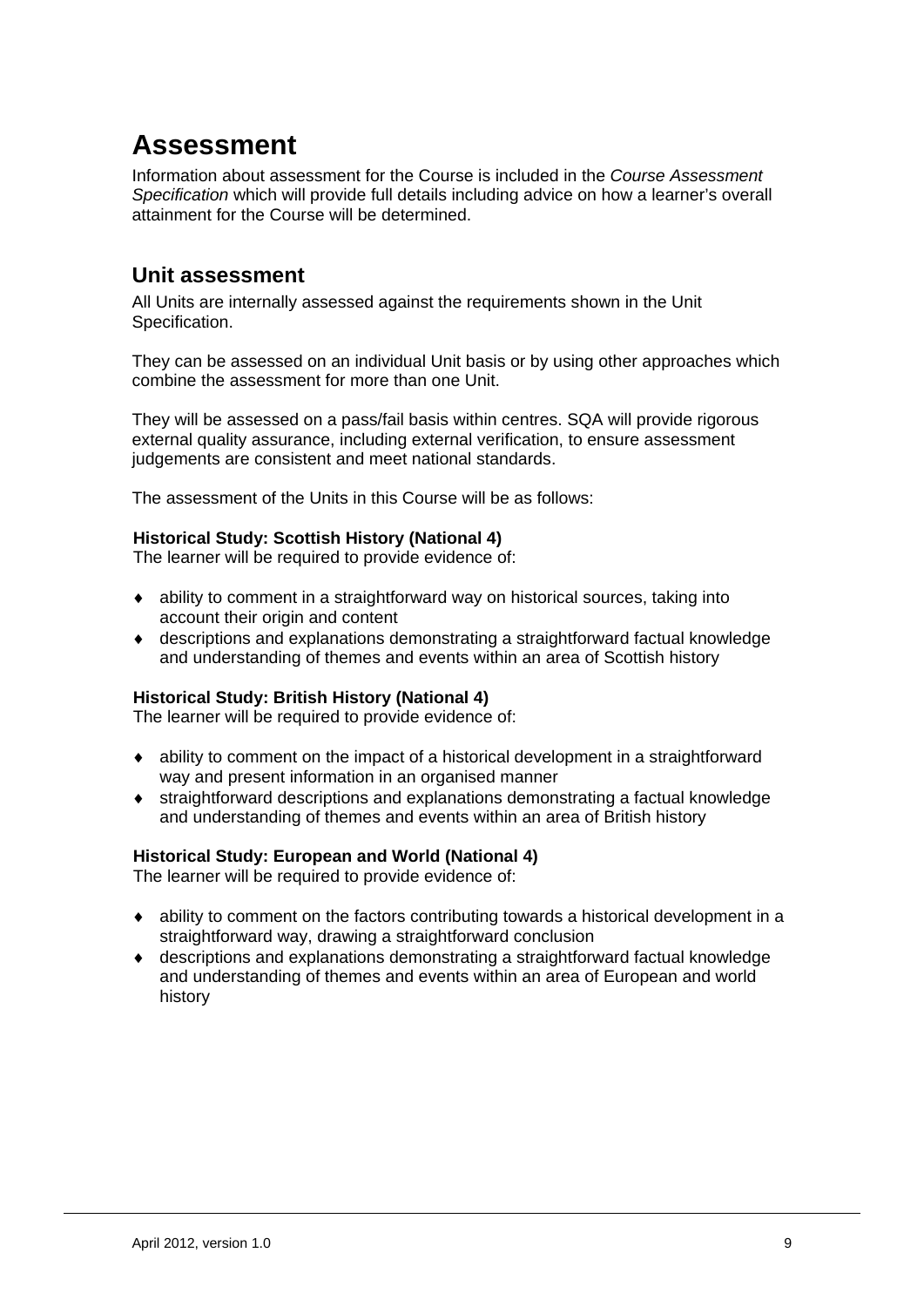# Assessment

Information about assessment for the Course is included in the *Course Assessment Specification* which will provide full details including advice on how a learner's overall attainment for the Course will be determined.

## Unit assessment

All Units are internally assessed against the requirements shown in the Unit Specification.

They can be assessed on an individual Unit basis or by using other approaches which combine the assessment for more than one Unit.

They will be assessed on a pass/fail basis within centres. SQA will provide rigorous external quality assurance, including external verification, to ensure assessment judgements are consistent and meet national standards.

The assessment of the Units in this Course will be as follows:

**Historical Study: Scottish History (National 4)**
The learner will be required to provide evidence of:

- ability to comment in a straightforward way on historical sources, taking into account their origin and content
- descriptions and explanations demonstrating a straightforward factual knowledge and understanding of themes and events within an area of Scottish history

**Historical Study: British History (National 4)**
The learner will be required to provide evidence of:

- ability to comment on the impact of a historical development in a straightforward way and present information in an organised manner
- straightforward descriptions and explanations demonstrating a factual knowledge and understanding of themes and events within an area of British history

**Historical Study: European and World (National 4)**
The learner will be required to provide evidence of:

- ability to comment on the factors contributing towards a historical development in a straightforward way, drawing a straightforward conclusion
- descriptions and explanations demonstrating a straightforward factual knowledge and understanding of themes and events within an area of European and world history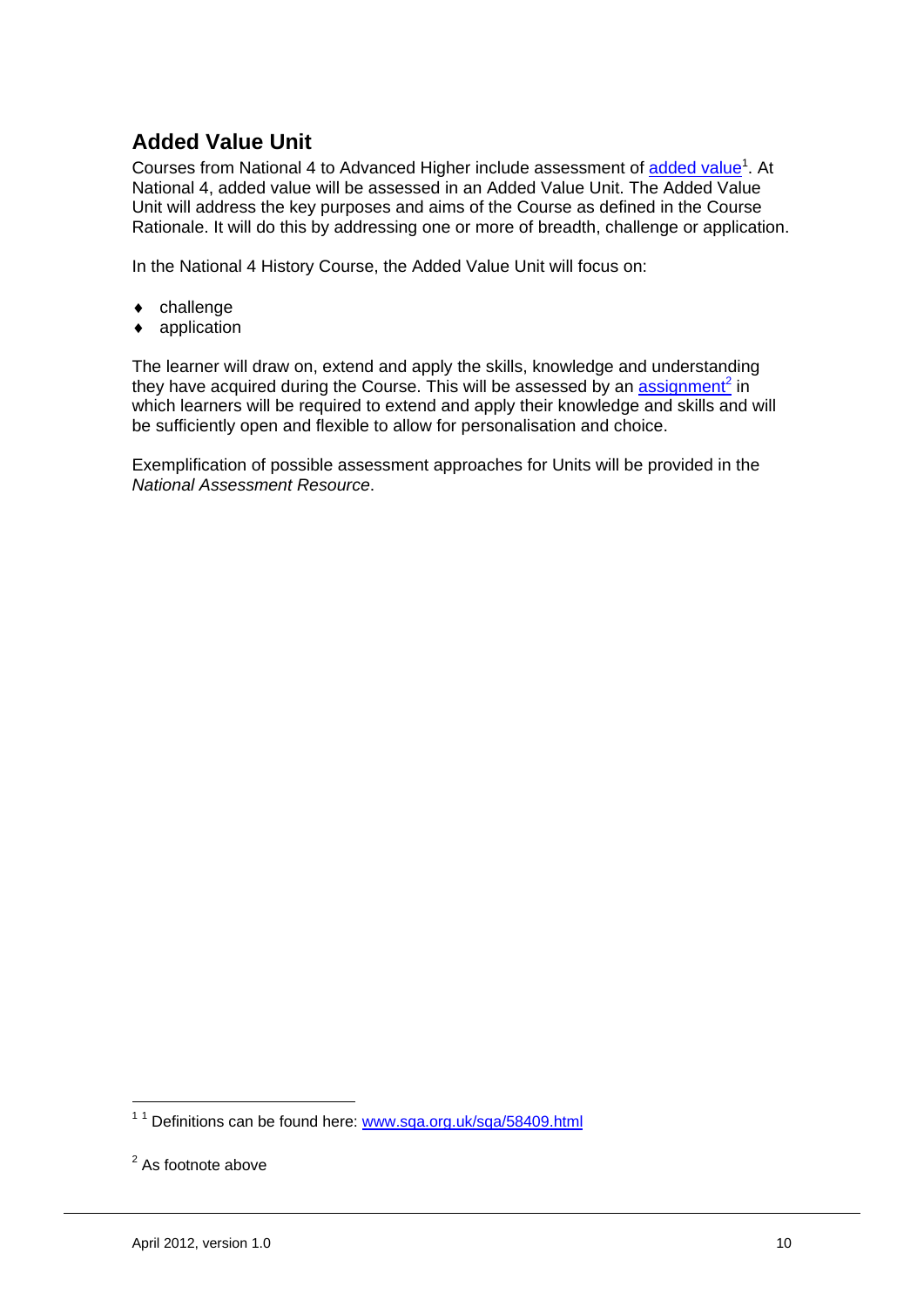## Added Value Unit

Courses from National 4 to Advanced Higher include assessment of added value[1]. At National 4, added value will be assessed in an Added Value Unit. The Added Value Unit will address the key purposes and aims of the Course as defined in the Course Rationale. It will do this by addressing one or more of breadth, challenge or application.

In the National 4 History Course, the Added Value Unit will focus on:

- challenge
- application

The learner will draw on, extend and apply the skills, knowledge and understanding they have acquired during the Course. This will be assessed by an assignment[2] in which learners will be required to extend and apply their knowledge and skills and will be sufficiently open and flexible to allow for personalisation and choice.

Exemplification of possible assessment approaches for Units will be provided in the *National Assessment Resource*.

---

[1] [1] Definitions can be found here: www.sqa.org.uk/sqa/58409.html

[2] As footnote above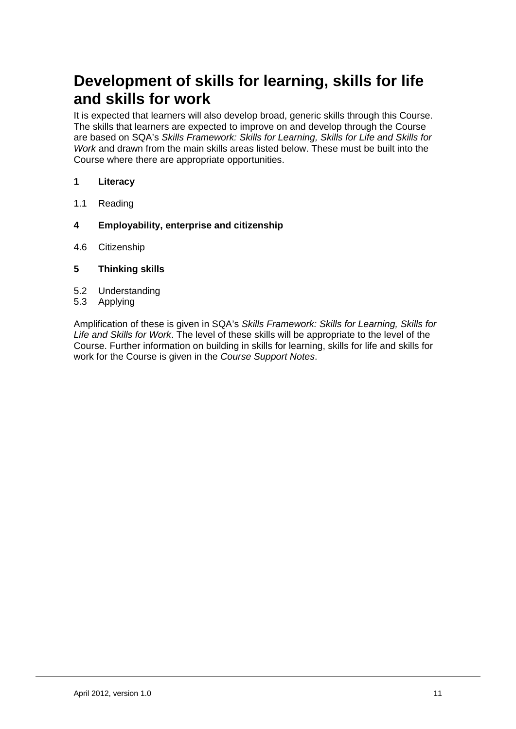# Development of skills for learning, skills for life and skills for work

It is expected that learners will also develop broad, generic skills through this Course. The skills that learners are expected to improve on and develop through the Course are based on SQA's *Skills Framework: Skills for Learning, Skills for Life and Skills for Work* and drawn from the main skills areas listed below. These must be built into the Course where there are appropriate opportunities.

**1 Literacy**

1.1 Reading

**4 Employability, enterprise and citizenship**

4.6 Citizenship

**5 Thinking skills**

5.2 Understanding
5.3 Applying

Amplification of these is given in SQA's *Skills Framework: Skills for Learning, Skills for Life and Skills for Work*. The level of these skills will be appropriate to the level of the Course. Further information on building in skills for learning, skills for life and skills for work for the Course is given in the *Course Support Notes*.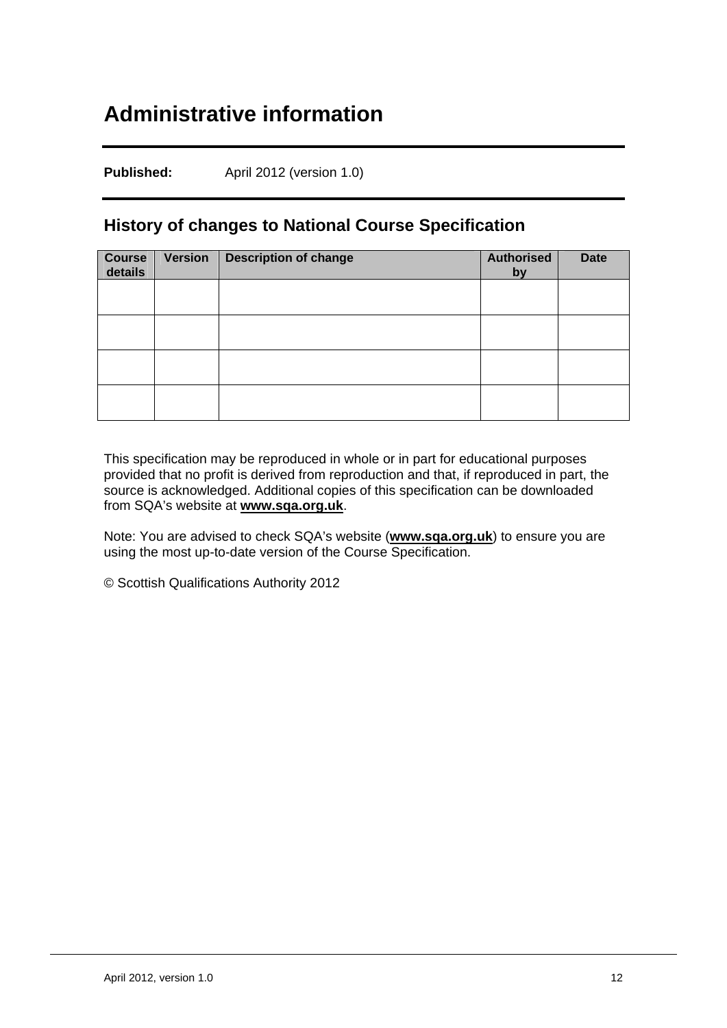# Administrative information

**Published:** April 2012 (version 1.0)

## History of changes to National Course Specification

| Course details | Version | Description of change | Authorised by | Date |
|---|---|---|---|---|
| | | | | |
| | | | | |
| | | | | |
| | | | | |

This specification may be reproduced in whole or in part for educational purposes provided that no profit is derived from reproduction and that, if reproduced in part, the source is acknowledged. Additional copies of this specification can be downloaded from SQA's website at **www.sqa.org.uk**.

Note: You are advised to check SQA's website (**www.sqa.org.uk**) to ensure you are using the most up-to-date version of the Course Specification.

© Scottish Qualifications Authority 2012